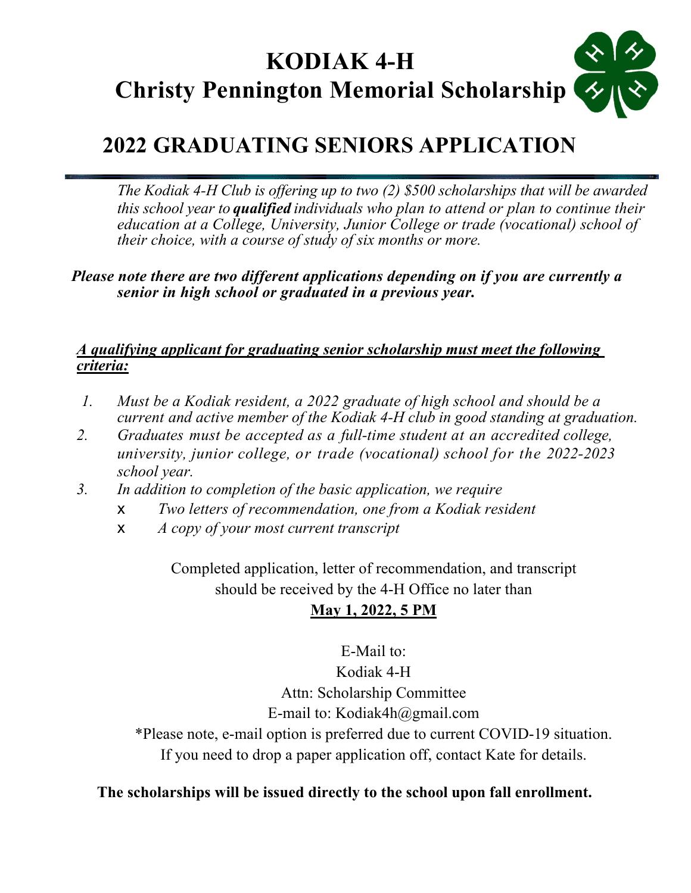# KODIAK 4-H
# Christy Pennington Memorial Scholarship

## 2022 GRADUATING SENIORS APPLICATION

*The Kodiak 4-H Club is offering up to two (2) $500 scholarships that will be awarded this school year to* ***qualified*** *individuals who plan to attend or plan to continue their education at a College, University, Junior College or trade (vocational) school of their choice, with a course of study of six months or more.*

***Please note there are two different applications depending on if you are currently a senior in high school or graduated in a previous year.***

***A qualifying applicant for graduating senior scholarship must meet the following criteria:***

1. *Must be a Kodiak resident, a 2022 graduate of high school and should be a current and active member of the Kodiak 4-H club in good standing at graduation.*
2. *Graduates must be accepted as a full-time student at an accredited college, university, junior college, or trade (vocational) school for the 2022-2023 school year.*
3. *In addition to completion of the basic application, we require*
   - *Two letters of recommendation, one from a Kodiak resident*
   - *A copy of your most current transcript*

Completed application, letter of recommendation, and transcript should be received by the 4-H Office no later than

**May 1, 2022, 5 PM**

E-Mail to:
Kodiak 4-H
Attn: Scholarship Committee
E-mail to: Kodiak4h@gmail.com

*Please note, e-mail option is preferred due to current COVID-19 situation. If you need to drop a paper application off, contact Kate for details.

**The scholarships will be issued directly to the school upon fall enrollment.**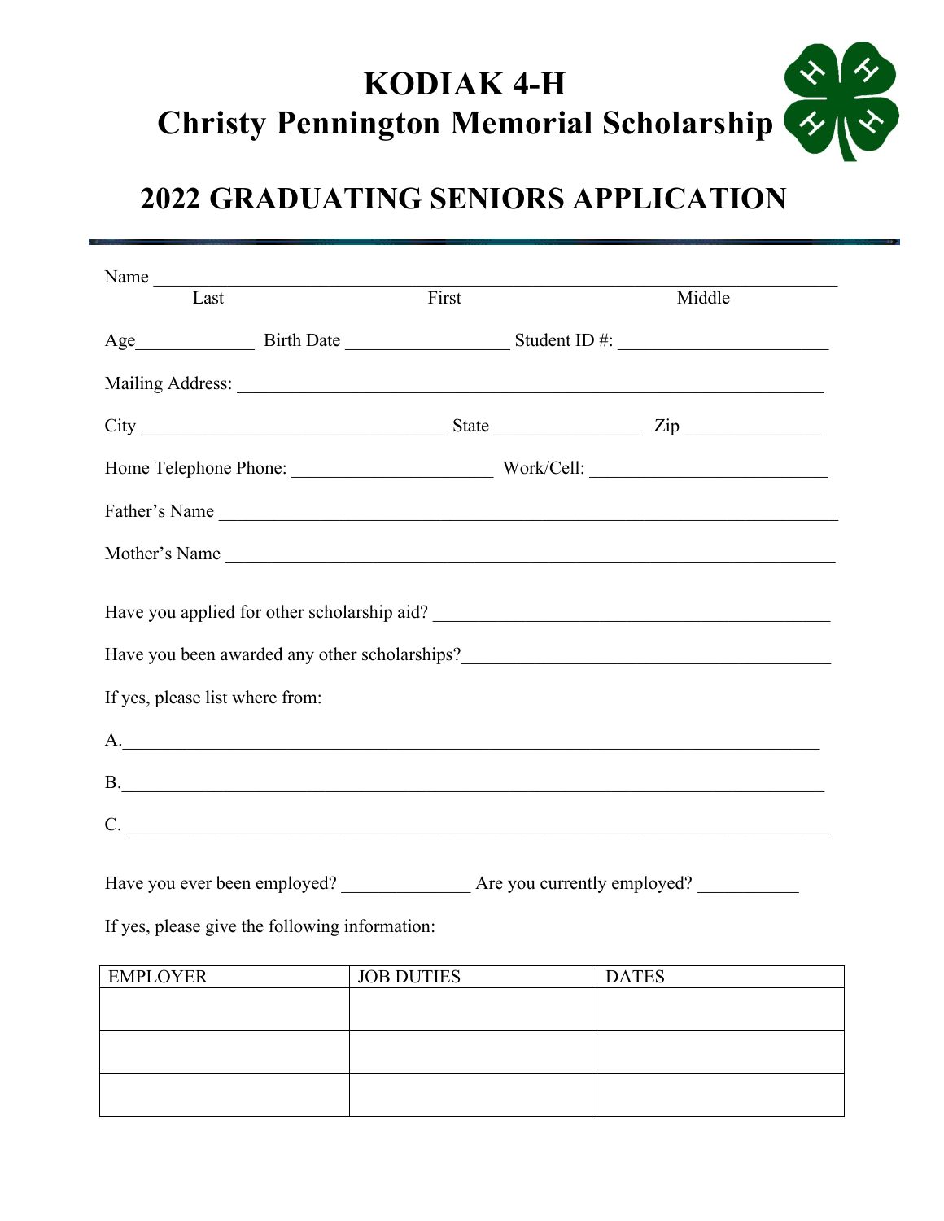# KODIAK 4-H
# Christy Pennington Memorial Scholarship

## 2022 GRADUATING SENIORS APPLICATION

Name ______________________________________________________________________
Last                                        First                                        Middle

Age____________ Birth Date _________________ Student ID #: ______________________

Mailing Address: ______________________________________________________________

City ________________________________ State _______________ Zip ______________

Home Telephone Phone: _____________________ Work/Cell: _________________________

Father's Name _________________________________________________________________

Mother's Name _________________________________________________________________

Have you applied for other scholarship aid? _________________________________________

Have you been awarded any other scholarships?_______________________________________

If yes, please list where from:

A.___________________________________________________________________________

B.___________________________________________________________________________

C. ___________________________________________________________________________

Have you ever been employed? ______________ Are you currently employed? ___________

If yes, please give the following information:

| EMPLOYER | JOB DUTIES | DATES |
|---|---|---|
| | | |
| | | |
| | | |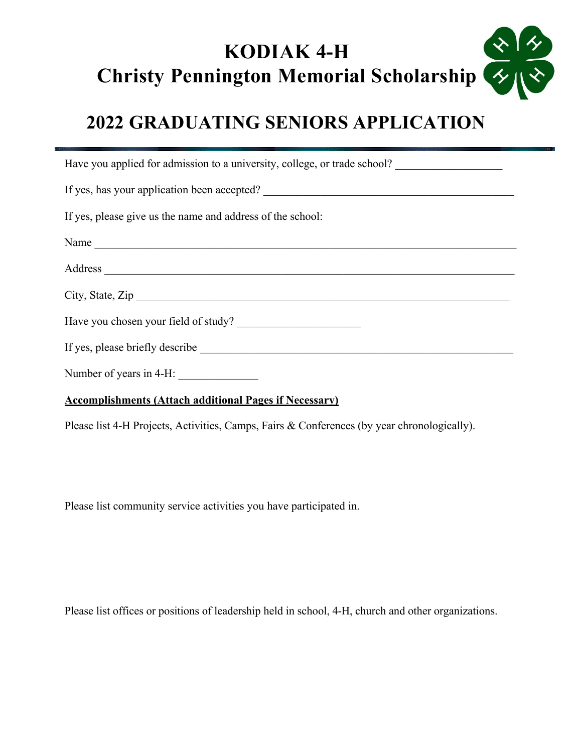# KODIAK 4-H
# Christy Pennington Memorial Scholarship

## 2022 GRADUATING SENIORS APPLICATION

---

Have you applied for admission to a university, college, or trade school? ___________________

If yes, has your application been accepted? _____________________________________________

If yes, please give us the name and address of the school:

Name ___________________________________________________________________________

Address _________________________________________________________________________

City, State, Zip ___________________________________________________________________

Have you chosen your field of study? ______________________

If yes, please briefly describe _______________________________________________________

Number of years in 4-H: ______________

**Accomplishments (Attach additional Pages if Necessary)**

Please list 4-H Projects, Activities, Camps, Fairs & Conferences (by year chronologically).

Please list community service activities you have participated in.

Please list offices or positions of leadership held in school, 4-H, church and other organizations.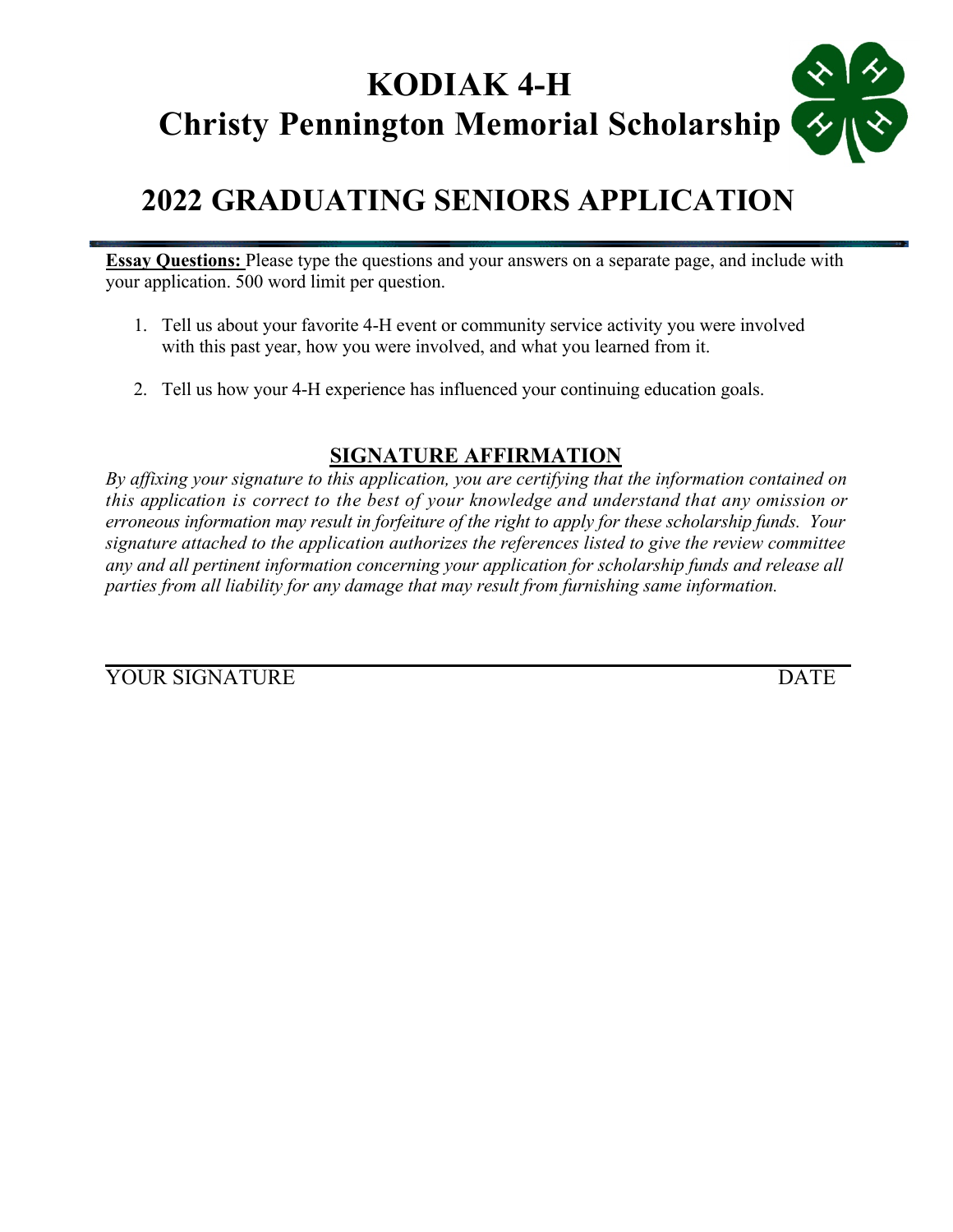# KODIAK 4-H
# Christy Pennington Memorial Scholarship

## 2022 GRADUATING SENIORS APPLICATION

**Essay Questions:** Please type the questions and your answers on a separate page, and include with your application. 500 word limit per question.

1. Tell us about your favorite 4-H event or community service activity you were involved with this past year, how you were involved, and what you learned from it.

2. Tell us how your 4-H experience has influenced your continuing education goals.

### SIGNATURE AFFIRMATION

*By affixing your signature to this application, you are certifying that the information contained on this application is correct to the best of your knowledge and understand that any omission or erroneous information may result in forfeiture of the right to apply for these scholarship funds. Your signature attached to the application authorizes the references listed to give the review committee any and all pertinent information concerning your application for scholarship funds and release all parties from all liability for any damage that may result from furnishing same information.*

______________________________________________

YOUR SIGNATURE DATE